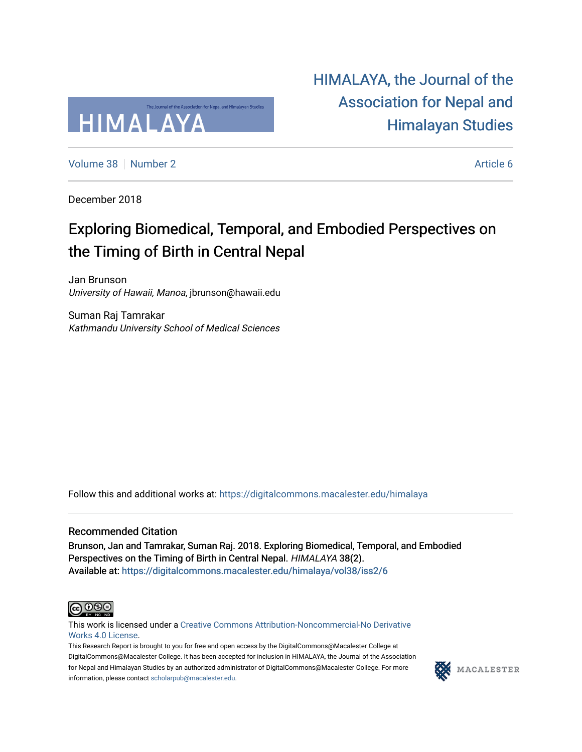HIMALAYA, the Journal of the Association for Nepal and Himalayan Studies

Volume 38 | Number 2 | Article 6

December 2018

# Exploring Biomedical, Temporal, and Embodied Perspectives on the Timing of Birth in Central Nepal

Jan Brunson
*University of Hawaii, Manoa*, jbrunson@hawaii.edu

Suman Raj Tamrakar
*Kathmandu University School of Medical Sciences*

Follow this and additional works at: https://digitalcommons.macalester.edu/himalaya

## Recommended Citation

Brunson, Jan and Tamrakar, Suman Raj. 2018. Exploring Biomedical, Temporal, and Embodied Perspectives on the Timing of Birth in Central Nepal. *HIMALAYA* 38(2).
Available at: https://digitalcommons.macalester.edu/himalaya/vol38/iss2/6

This work is licensed under a Creative Commons Attribution-Noncommercial-No Derivative Works 4.0 License.

This Research Report is brought to you for free and open access by the DigitalCommons@Macalester College at DigitalCommons@Macalester College. It has been accepted for inclusion in HIMALAYA, the Journal of the Association for Nepal and Himalayan Studies by an authorized administrator of DigitalCommons@Macalester College. For more information, please contact scholarpub@macalester.edu.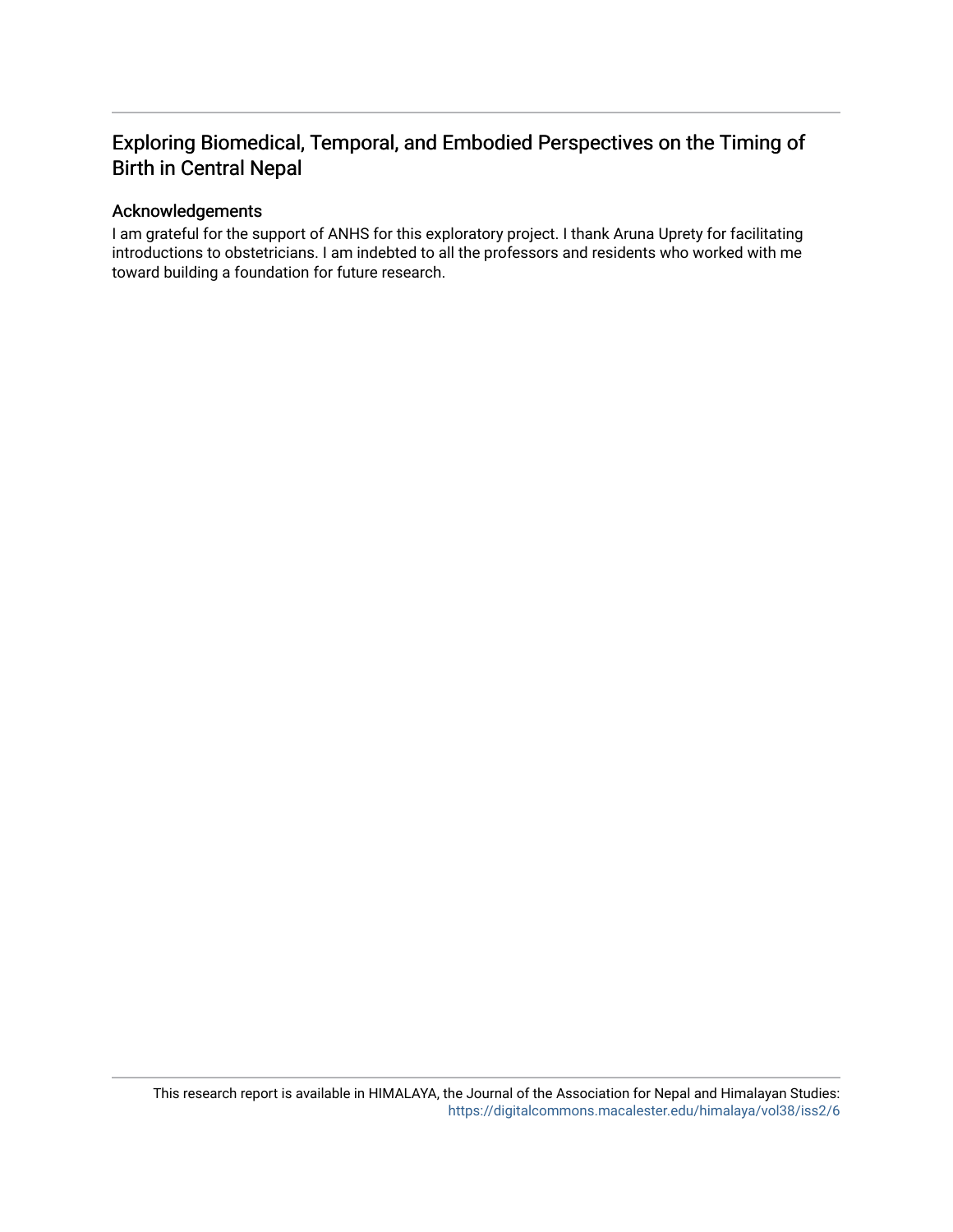# Exploring Biomedical, Temporal, and Embodied Perspectives on the Timing of Birth in Central Nepal

## Acknowledgements

I am grateful for the support of ANHS for this exploratory project. I thank Aruna Uprety for facilitating introductions to obstetricians. I am indebted to all the professors and residents who worked with me toward building a foundation for future research.

This research report is available in HIMALAYA, the Journal of the Association for Nepal and Himalayan Studies: https://digitalcommons.macalester.edu/himalaya/vol38/iss2/6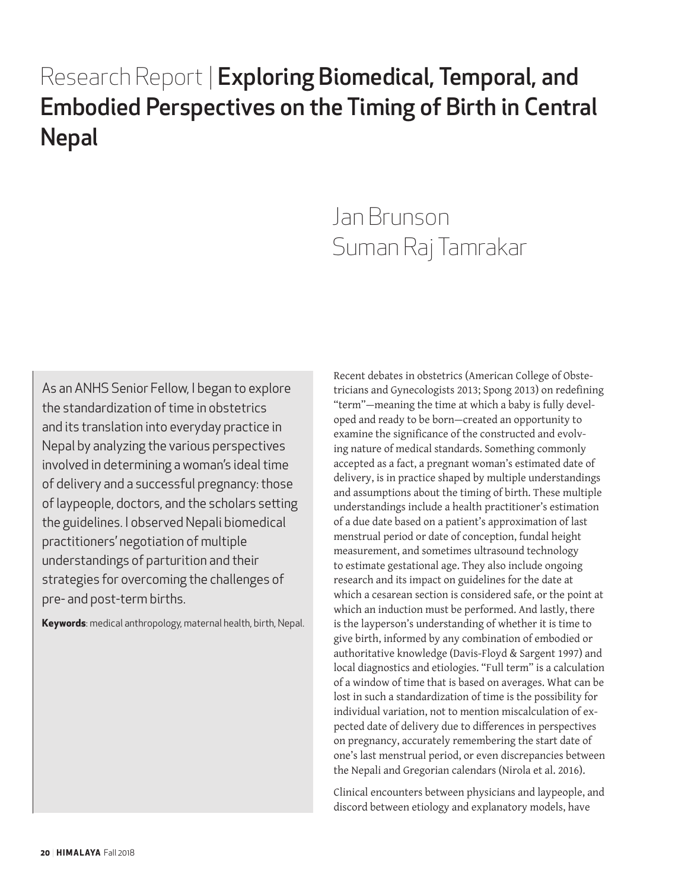# Research Report | Exploring Biomedical, Temporal, and Embodied Perspectives on the Timing of Birth in Central Nepal

Jan Brunson

Suman Raj Tamrakar

As an ANHS Senior Fellow, I began to explore the standardization of time in obstetrics and its translation into everyday practice in Nepal by analyzing the various perspectives involved in determining a woman's ideal time of delivery and a successful pregnancy: those of laypeople, doctors, and the scholars setting the guidelines. I observed Nepali biomedical practitioners' negotiation of multiple understandings of parturition and their strategies for overcoming the challenges of pre- and post-term births.

**Keywords**: medical anthropology, maternal health, birth, Nepal.

Recent debates in obstetrics (American College of Obstetricians and Gynecologists 2013; Spong 2013) on redefining "term"—meaning the time at which a baby is fully developed and ready to be born—created an opportunity to examine the significance of the constructed and evolving nature of medical standards. Something commonly accepted as a fact, a pregnant woman's estimated date of delivery, is in practice shaped by multiple understandings and assumptions about the timing of birth. These multiple understandings include a health practitioner's estimation of a due date based on a patient's approximation of last menstrual period or date of conception, fundal height measurement, and sometimes ultrasound technology to estimate gestational age. They also include ongoing research and its impact on guidelines for the date at which a cesarean section is considered safe, or the point at which an induction must be performed. And lastly, there is the layperson's understanding of whether it is time to give birth, informed by any combination of embodied or authoritative knowledge (Davis-Floyd & Sargent 1997) and local diagnostics and etiologies. "Full term" is a calculation of a window of time that is based on averages. What can be lost in such a standardization of time is the possibility for individual variation, not to mention miscalculation of expected date of delivery due to differences in perspectives on pregnancy, accurately remembering the start date of one's last menstrual period, or even discrepancies between the Nepali and Gregorian calendars (Nirola et al. 2016).

Clinical encounters between physicians and laypeople, and discord between etiology and explanatory models, have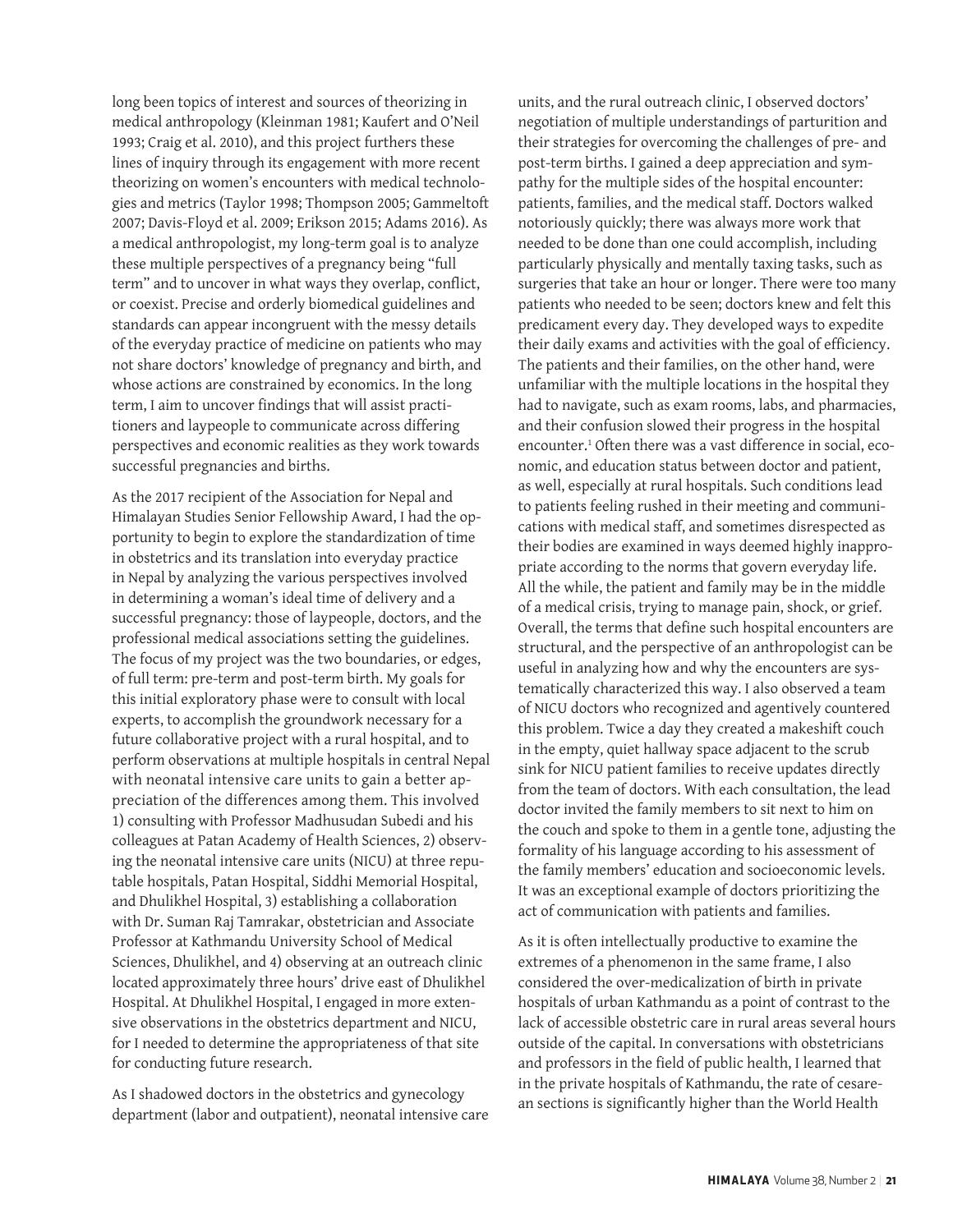long been topics of interest and sources of theorizing in medical anthropology (Kleinman 1981; Kaufert and O'Neil 1993; Craig et al. 2010), and this project furthers these lines of inquiry through its engagement with more recent theorizing on women's encounters with medical technologies and metrics (Taylor 1998; Thompson 2005; Gammeltoft 2007; Davis-Floyd et al. 2009; Erikson 2015; Adams 2016). As a medical anthropologist, my long-term goal is to analyze these multiple perspectives of a pregnancy being "full term" and to uncover in what ways they overlap, conflict, or coexist. Precise and orderly biomedical guidelines and standards can appear incongruent with the messy details of the everyday practice of medicine on patients who may not share doctors' knowledge of pregnancy and birth, and whose actions are constrained by economics. In the long term, I aim to uncover findings that will assist practitioners and laypeople to communicate across differing perspectives and economic realities as they work towards successful pregnancies and births.

As the 2017 recipient of the Association for Nepal and Himalayan Studies Senior Fellowship Award, I had the opportunity to begin to explore the standardization of time in obstetrics and its translation into everyday practice in Nepal by analyzing the various perspectives involved in determining a woman's ideal time of delivery and a successful pregnancy: those of laypeople, doctors, and the professional medical associations setting the guidelines. The focus of my project was the two boundaries, or edges, of full term: pre-term and post-term birth. My goals for this initial exploratory phase were to consult with local experts, to accomplish the groundwork necessary for a future collaborative project with a rural hospital, and to perform observations at multiple hospitals in central Nepal with neonatal intensive care units to gain a better appreciation of the differences among them. This involved 1) consulting with Professor Madhusudan Subedi and his colleagues at Patan Academy of Health Sciences, 2) observing the neonatal intensive care units (NICU) at three reputable hospitals, Patan Hospital, Siddhi Memorial Hospital, and Dhulikhel Hospital, 3) establishing a collaboration with Dr. Suman Raj Tamrakar, obstetrician and Associate Professor at Kathmandu University School of Medical Sciences, Dhulikhel, and 4) observing at an outreach clinic located approximately three hours' drive east of Dhulikhel Hospital. At Dhulikhel Hospital, I engaged in more extensive observations in the obstetrics department and NICU, for I needed to determine the appropriateness of that site for conducting future research.

As I shadowed doctors in the obstetrics and gynecology department (labor and outpatient), neonatal intensive care units, and the rural outreach clinic, I observed doctors' negotiation of multiple understandings of parturition and their strategies for overcoming the challenges of pre- and post-term births. I gained a deep appreciation and sympathy for the multiple sides of the hospital encounter: patients, families, and the medical staff. Doctors walked notoriously quickly; there was always more work that needed to be done than one could accomplish, including particularly physically and mentally taxing tasks, such as surgeries that take an hour or longer. There were too many patients who needed to be seen; doctors knew and felt this predicament every day. They developed ways to expedite their daily exams and activities with the goal of efficiency. The patients and their families, on the other hand, were unfamiliar with the multiple locations in the hospital they had to navigate, such as exam rooms, labs, and pharmacies, and their confusion slowed their progress in the hospital encounter.[1] Often there was a vast difference in social, economic, and education status between doctor and patient, as well, especially at rural hospitals. Such conditions lead to patients feeling rushed in their meeting and communications with medical staff, and sometimes disrespected as their bodies are examined in ways deemed highly inappropriate according to the norms that govern everyday life. All the while, the patient and family may be in the middle of a medical crisis, trying to manage pain, shock, or grief. Overall, the terms that define such hospital encounters are structural, and the perspective of an anthropologist can be useful in analyzing how and why the encounters are systematically characterized this way. I also observed a team of NICU doctors who recognized and agentively countered this problem. Twice a day they created a makeshift couch in the empty, quiet hallway space adjacent to the scrub sink for NICU patient families to receive updates directly from the team of doctors. With each consultation, the lead doctor invited the family members to sit next to him on the couch and spoke to them in a gentle tone, adjusting the formality of his language according to his assessment of the family members' education and socioeconomic levels. It was an exceptional example of doctors prioritizing the act of communication with patients and families.

As it is often intellectually productive to examine the extremes of a phenomenon in the same frame, I also considered the over-medicalization of birth in private hospitals of urban Kathmandu as a point of contrast to the lack of accessible obstetric care in rural areas several hours outside of the capital. In conversations with obstetricians and professors in the field of public health, I learned that in the private hospitals of Kathmandu, the rate of cesarean sections is significantly higher than the World Health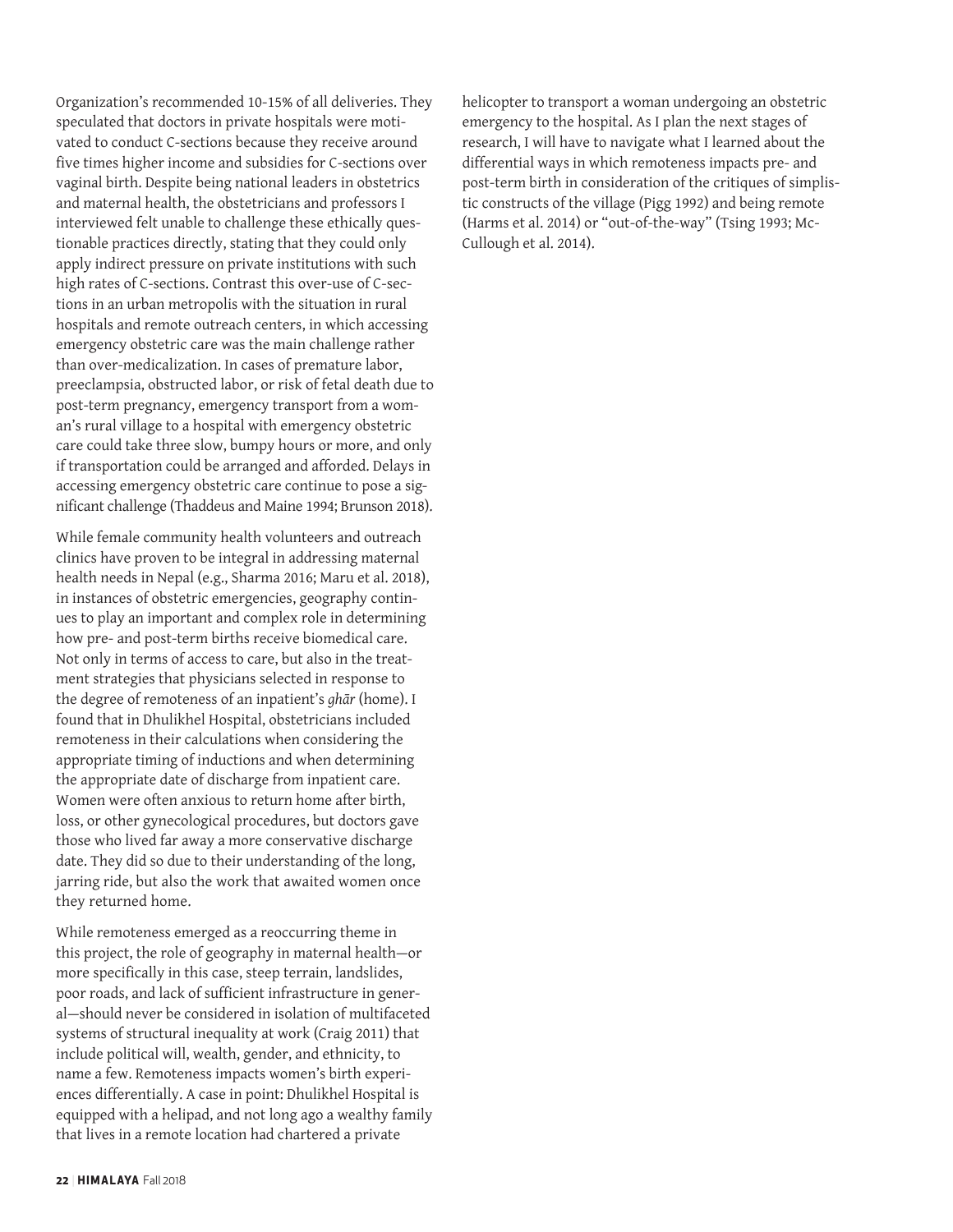Organization's recommended 10-15% of all deliveries. They speculated that doctors in private hospitals were motivated to conduct C-sections because they receive around five times higher income and subsidies for C-sections over vaginal birth. Despite being national leaders in obstetrics and maternal health, the obstetricians and professors I interviewed felt unable to challenge these ethically questionable practices directly, stating that they could only apply indirect pressure on private institutions with such high rates of C-sections. Contrast this over-use of C-sections in an urban metropolis with the situation in rural hospitals and remote outreach centers, in which accessing emergency obstetric care was the main challenge rather than over-medicalization. In cases of premature labor, preeclampsia, obstructed labor, or risk of fetal death due to post-term pregnancy, emergency transport from a woman's rural village to a hospital with emergency obstetric care could take three slow, bumpy hours or more, and only if transportation could be arranged and afforded. Delays in accessing emergency obstetric care continue to pose a significant challenge (Thaddeus and Maine 1994; Brunson 2018).

While female community health volunteers and outreach clinics have proven to be integral in addressing maternal health needs in Nepal (e.g., Sharma 2016; Maru et al. 2018), in instances of obstetric emergencies, geography continues to play an important and complex role in determining how pre- and post-term births receive biomedical care. Not only in terms of access to care, but also in the treatment strategies that physicians selected in response to the degree of remoteness of an inpatient's *ghār* (home). I found that in Dhulikhel Hospital, obstetricians included remoteness in their calculations when considering the appropriate timing of inductions and when determining the appropriate date of discharge from inpatient care. Women were often anxious to return home after birth, loss, or other gynecological procedures, but doctors gave those who lived far away a more conservative discharge date. They did so due to their understanding of the long, jarring ride, but also the work that awaited women once they returned home.

While remoteness emerged as a reoccurring theme in this project, the role of geography in maternal health—or more specifically in this case, steep terrain, landslides, poor roads, and lack of sufficient infrastructure in general—should never be considered in isolation of multifaceted systems of structural inequality at work (Craig 2011) that include political will, wealth, gender, and ethnicity, to name a few. Remoteness impacts women's birth experiences differentially. A case in point: Dhulikhel Hospital is equipped with a helipad, and not long ago a wealthy family that lives in a remote location had chartered a private helicopter to transport a woman undergoing an obstetric emergency to the hospital. As I plan the next stages of research, I will have to navigate what I learned about the differential ways in which remoteness impacts pre- and post-term birth in consideration of the critiques of simplistic constructs of the village (Pigg 1992) and being remote (Harms et al. 2014) or "out-of-the-way" (Tsing 1993; McCullough et al. 2014).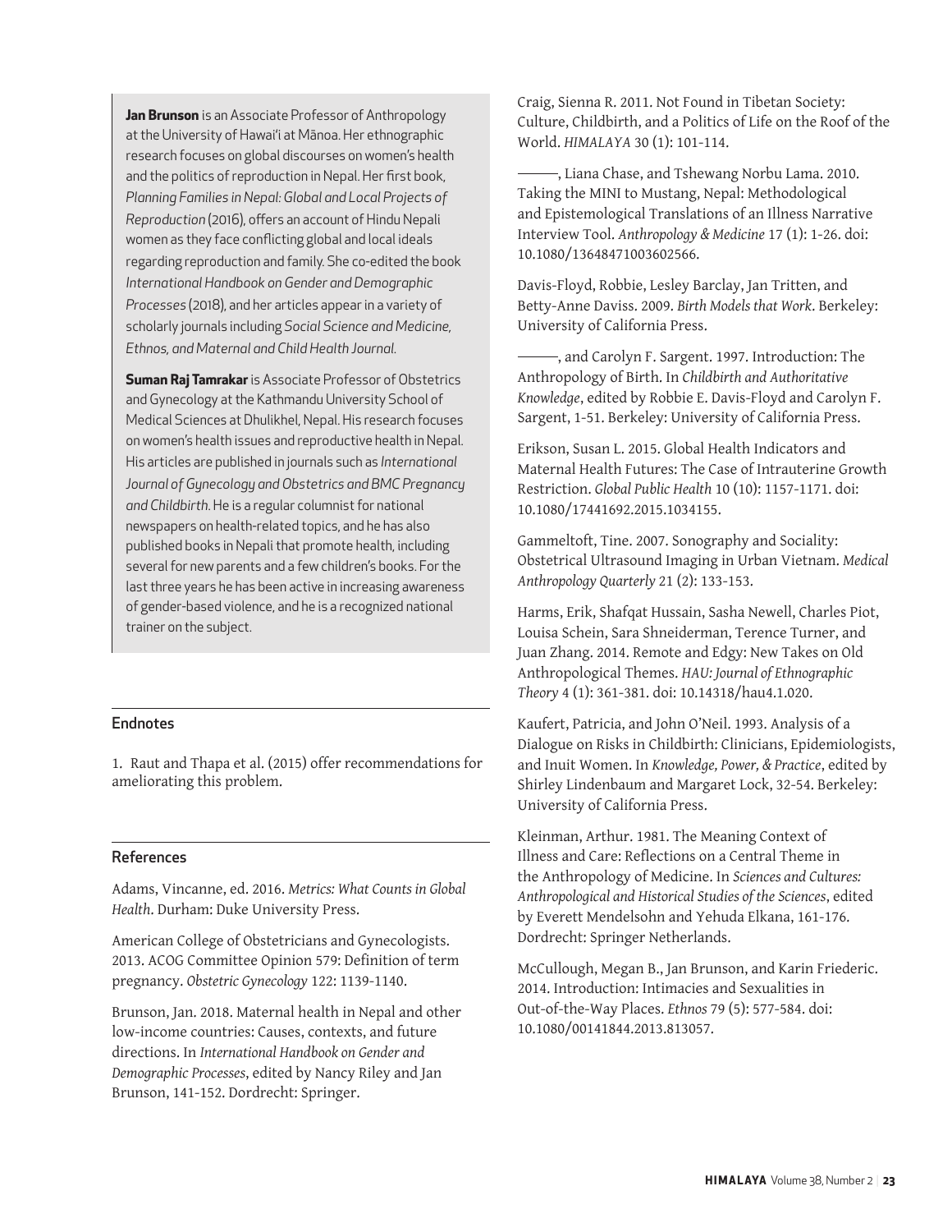**Jan Brunson** is an Associate Professor of Anthropology at the University of Hawai'i at Mānoa. Her ethnographic research focuses on global discourses on women's health and the politics of reproduction in Nepal. Her first book, *Planning Families in Nepal: Global and Local Projects of Reproduction* (2016), offers an account of Hindu Nepali women as they face conflicting global and local ideals regarding reproduction and family. She co-edited the book *International Handbook on Gender and Demographic Processes* (2018), and her articles appear in a variety of scholarly journals including *Social Science and Medicine, Ethnos, and Maternal and Child Health Journal.*

**Suman Raj Tamrakar** is Associate Professor of Obstetrics and Gynecology at the Kathmandu University School of Medical Sciences at Dhulikhel, Nepal. His research focuses on women's health issues and reproductive health in Nepal. His articles are published in journals such as *International Journal of Gynecology and Obstetrics and BMC Pregnancy and Childbirth.* He is a regular columnist for national newspapers on health-related topics, and he has also published books in Nepali that promote health, including several for new parents and a few children's books. For the last three years he has been active in increasing awareness of gender-based violence, and he is a recognized national trainer on the subject.

## Endnotes

1. Raut and Thapa et al. (2015) offer recommendations for ameliorating this problem.

## References

Adams, Vincanne, ed. 2016. *Metrics: What Counts in Global Health*. Durham: Duke University Press.

American College of Obstetricians and Gynecologists. 2013. ACOG Committee Opinion 579: Definition of term pregnancy. *Obstetric Gynecology* 122: 1139-1140.

Brunson, Jan. 2018. Maternal health in Nepal and other low-income countries: Causes, contexts, and future directions. In *International Handbook on Gender and Demographic Processes*, edited by Nancy Riley and Jan Brunson, 141-152. Dordrecht: Springer.

Craig, Sienna R. 2011. Not Found in Tibetan Society: Culture, Childbirth, and a Politics of Life on the Roof of the World. *HIMALAYA* 30 (1): 101-114.

———, Liana Chase, and Tshewang Norbu Lama. 2010. Taking the MINI to Mustang, Nepal: Methodological and Epistemological Translations of an Illness Narrative Interview Tool. *Anthropology & Medicine* 17 (1): 1-26. doi: 10.1080/13648471003602566.

Davis-Floyd, Robbie, Lesley Barclay, Jan Tritten, and Betty-Anne Daviss. 2009. *Birth Models that Work*. Berkeley: University of California Press.

———, and Carolyn F. Sargent. 1997. Introduction: The Anthropology of Birth. In *Childbirth and Authoritative Knowledge*, edited by Robbie E. Davis-Floyd and Carolyn F. Sargent, 1-51. Berkeley: University of California Press.

Erikson, Susan L. 2015. Global Health Indicators and Maternal Health Futures: The Case of Intrauterine Growth Restriction. *Global Public Health* 10 (10): 1157-1171. doi: 10.1080/17441692.2015.1034155.

Gammeltoft, Tine. 2007. Sonography and Sociality: Obstetrical Ultrasound Imaging in Urban Vietnam. *Medical Anthropology Quarterly* 21 (2): 133-153.

Harms, Erik, Shafqat Hussain, Sasha Newell, Charles Piot, Louisa Schein, Sara Shneiderman, Terence Turner, and Juan Zhang. 2014. Remote and Edgy: New Takes on Old Anthropological Themes. *HAU: Journal of Ethnographic Theory* 4 (1): 361-381. doi: 10.14318/hau4.1.020.

Kaufert, Patricia, and John O'Neil. 1993. Analysis of a Dialogue on Risks in Childbirth: Clinicians, Epidemiologists, and Inuit Women. In *Knowledge, Power, & Practice*, edited by Shirley Lindenbaum and Margaret Lock, 32-54. Berkeley: University of California Press.

Kleinman, Arthur. 1981. The Meaning Context of Illness and Care: Reflections on a Central Theme in the Anthropology of Medicine. In *Sciences and Cultures: Anthropological and Historical Studies of the Sciences*, edited by Everett Mendelsohn and Yehuda Elkana, 161-176. Dordrecht: Springer Netherlands.

McCullough, Megan B., Jan Brunson, and Karin Friederic. 2014. Introduction: Intimacies and Sexualities in Out-of-the-Way Places. *Ethnos* 79 (5): 577-584. doi: 10.1080/00141844.2013.813057.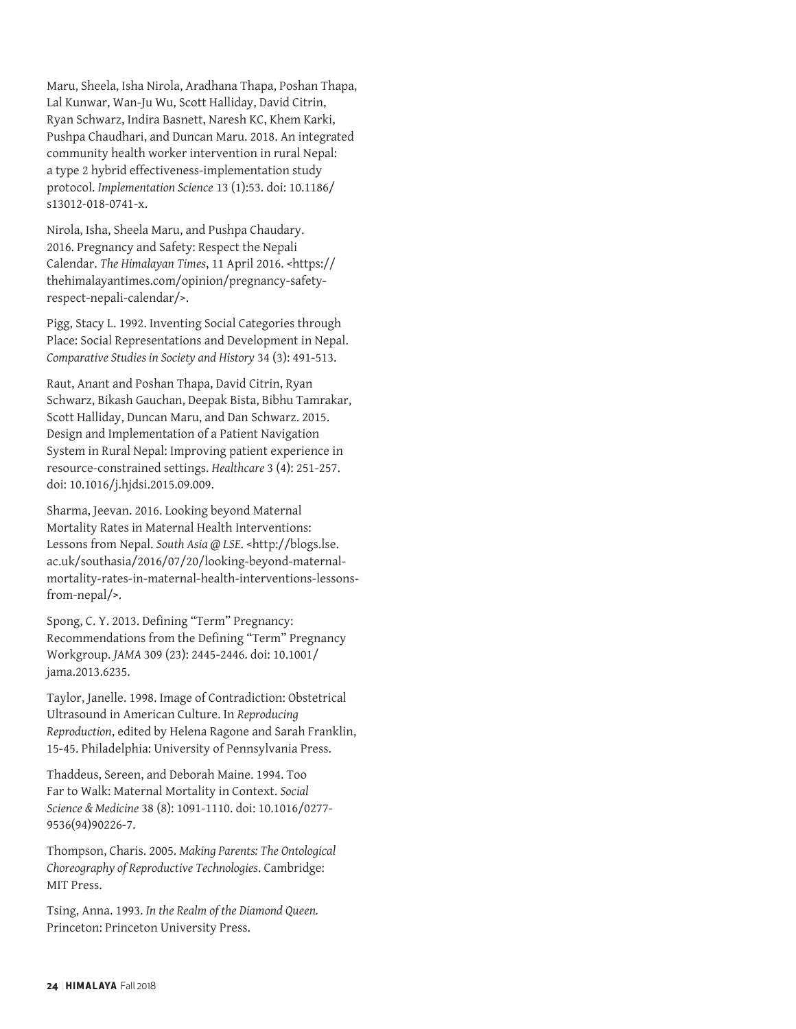Maru, Sheela, Isha Nirola, Aradhana Thapa, Poshan Thapa, Lal Kunwar, Wan-Ju Wu, Scott Halliday, David Citrin, Ryan Schwarz, Indira Basnett, Naresh KC, Khem Karki, Pushpa Chaudhari, and Duncan Maru. 2018. An integrated community health worker intervention in rural Nepal: a type 2 hybrid effectiveness-implementation study protocol. *Implementation Science* 13 (1):53. doi: 10.1186/s13012-018-0741-x.

Nirola, Isha, Sheela Maru, and Pushpa Chaudary. 2016. Pregnancy and Safety: Respect the Nepali Calendar. *The Himalayan Times*, 11 April 2016. <https://thehimalayantimes.com/opinion/pregnancy-safety-respect-nepali-calendar/>.

Pigg, Stacy L. 1992. Inventing Social Categories through Place: Social Representations and Development in Nepal. *Comparative Studies in Society and History* 34 (3): 491-513.

Raut, Anant and Poshan Thapa, David Citrin, Ryan Schwarz, Bikash Gauchan, Deepak Bista, Bibhu Tamrakar, Scott Halliday, Duncan Maru, and Dan Schwarz. 2015. Design and Implementation of a Patient Navigation System in Rural Nepal: Improving patient experience in resource-constrained settings. *Healthcare* 3 (4): 251-257. doi: 10.1016/j.hjdsi.2015.09.009.

Sharma, Jeevan. 2016. Looking beyond Maternal Mortality Rates in Maternal Health Interventions: Lessons from Nepal. *South Asia @ LSE*. <http://blogs.lse.ac.uk/southasia/2016/07/20/looking-beyond-maternal-mortality-rates-in-maternal-health-interventions-lessons-from-nepal/>.

Spong, C. Y. 2013. Defining "Term" Pregnancy: Recommendations from the Defining "Term" Pregnancy Workgroup. *JAMA* 309 (23): 2445-2446. doi: 10.1001/jama.2013.6235.

Taylor, Janelle. 1998. Image of Contradiction: Obstetrical Ultrasound in American Culture. In *Reproducing Reproduction*, edited by Helena Ragone and Sarah Franklin, 15-45. Philadelphia: University of Pennsylvania Press.

Thaddeus, Sereen, and Deborah Maine. 1994. Too Far to Walk: Maternal Mortality in Context. *Social Science & Medicine* 38 (8): 1091-1110. doi: 10.1016/0277-9536(94)90226-7.

Thompson, Charis. 2005. *Making Parents: The Ontological Choreography of Reproductive Technologies*. Cambridge: MIT Press.

Tsing, Anna. 1993. *In the Realm of the Diamond Queen.* Princeton: Princeton University Press.